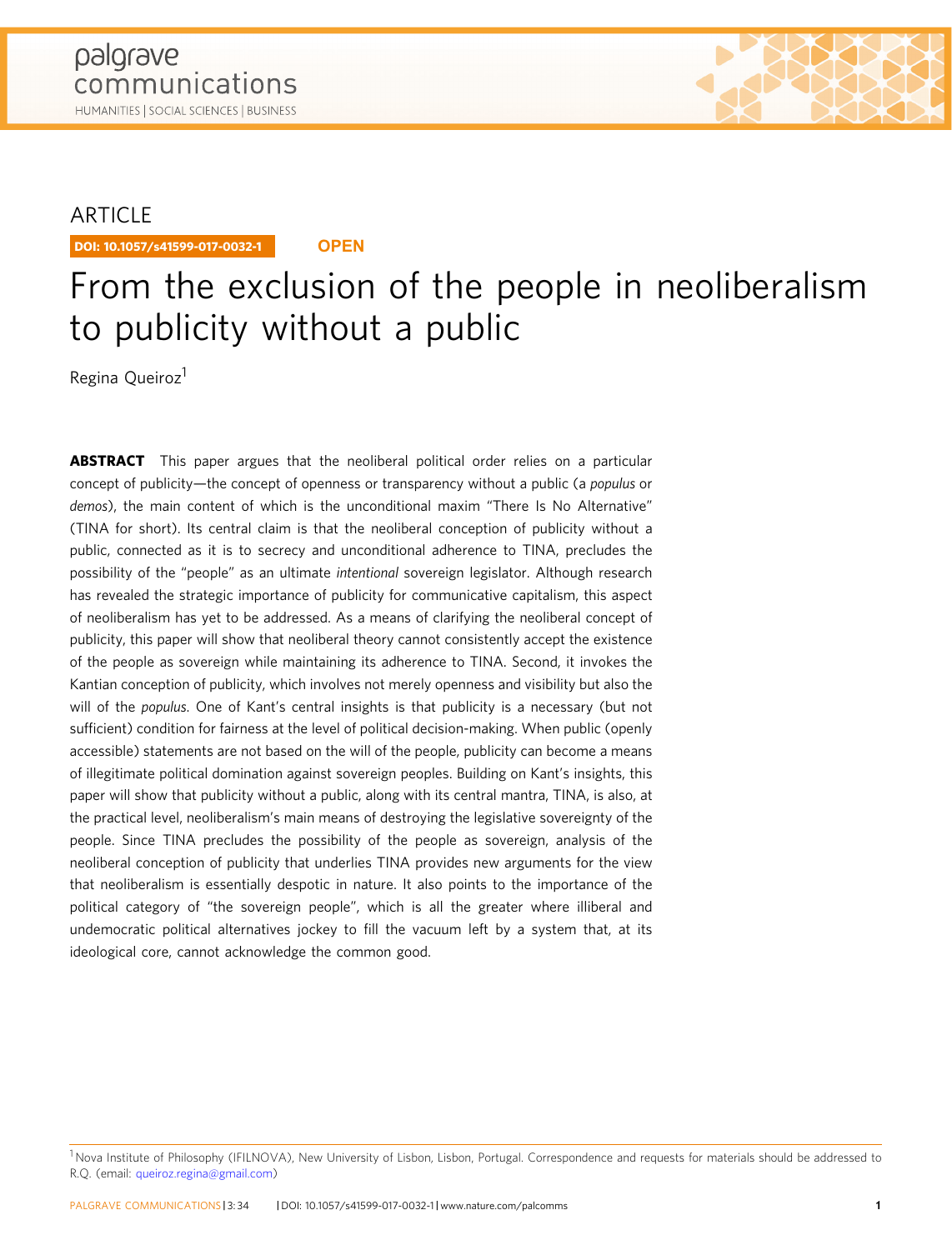ARTICLE

DOI: 10.1057/s41599-017-0032-1 **OPEN**

# From the exclusion of the people in neoliberalism to publicity without a public

Regina Queiroz[1]

**ABSTRACT** This paper argues that the neoliberal political order relies on a particular concept of publicity—the concept of openness or transparency without a public (a *populus* or *demos*), the main content of which is the unconditional maxim "There Is No Alternative" (TINA for short). Its central claim is that the neoliberal conception of publicity without a public, connected as it is to secrecy and unconditional adherence to TINA, precludes the possibility of the "people" as an ultimate *intentional* sovereign legislator. Although research has revealed the strategic importance of publicity for communicative capitalism, this aspect of neoliberalism has yet to be addressed. As a means of clarifying the neoliberal concept of publicity, this paper will show that neoliberal theory cannot consistently accept the existence of the people as sovereign while maintaining its adherence to TINA. Second, it invokes the Kantian conception of publicity, which involves not merely openness and visibility but also the will of the *populus*. One of Kant's central insights is that publicity is a necessary (but not sufficient) condition for fairness at the level of political decision-making. When public (openly accessible) statements are not based on the will of the people, publicity can become a means of illegitimate political domination against sovereign peoples. Building on Kant's insights, this paper will show that publicity without a public, along with its central mantra, TINA, is also, at the practical level, neoliberalism's main means of destroying the legislative sovereignty of the people. Since TINA precludes the possibility of the people as sovereign, analysis of the neoliberal conception of publicity that underlies TINA provides new arguments for the view that neoliberalism is essentially despotic in nature. It also points to the importance of the political category of "the sovereign people", which is all the greater where illiberal and undemocratic political alternatives jockey to fill the vacuum left by a system that, at its ideological core, cannot acknowledge the common good.

[1] Nova Institute of Philosophy (IFILNOVA), New University of Lisbon, Lisbon, Portugal. Correspondence and requests for materials should be addressed to R.Q. (email: queiroz.regina@gmail.com)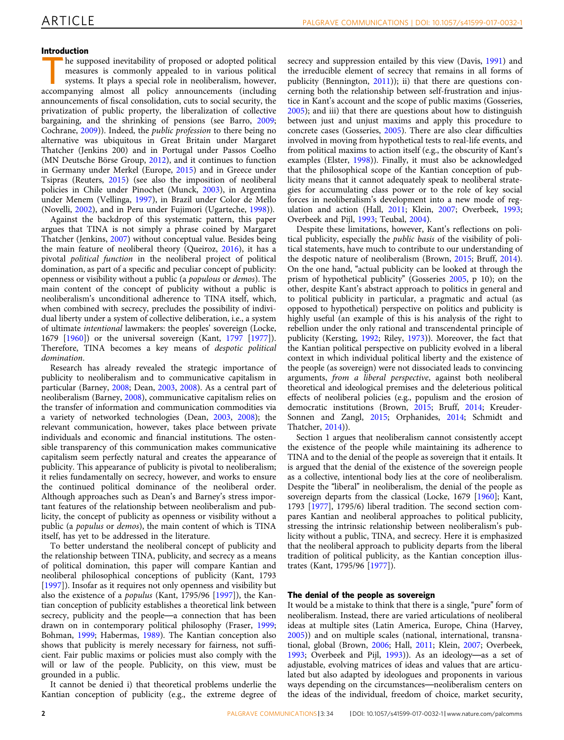## Introduction

The supposed inevitability of proposed or adopted political measures is commonly appealed to in various political systems. It plays a special role in neoliberalism, however, accompanying almost all policy announcements (including announcements of fiscal consolidation, cuts to social security, the privatization of public property, the liberalization of collective bargaining, and the shrinking of pensions (see Barro, 2009; Cochrane, 2009)). Indeed, the *public profession* to there being no alternative was ubiquitous in Great Britain under Margaret Thatcher (Jenkins 200) and in Portugal under Passos Coelho (MN Deutsche Börse Group, 2012), and it continues to function in Germany under Merkel (Europe, 2015) and in Greece under Tsipras (Reuters, 2015) (see also the imposition of neoliberal policies in Chile under Pinochet (Munck, 2003), in Argentina under Menem (Vellinga, 1997), in Brazil under Color de Mello (Novelli, 2002), and in Peru under Fujimori (Ugarteche, 1998)).

Against the backdrop of this systematic pattern, this paper argues that TINA is not simply a phrase coined by Margaret Thatcher (Jenkins, 2007) without conceptual value. Besides being the main feature of neoliberal theory (Queiroz, 2016), it has a pivotal *political function* in the neoliberal project of political domination, as part of a specific and peculiar concept of publicity: openness or visibility without a public (a *populous* or *demos*). The main content of the concept of publicity without a public is neoliberalism's unconditional adherence to TINA itself, which, when combined with secrecy, precludes the possibility of individual liberty under a system of collective deliberation, i.e., a system of ultimate *intentional* lawmakers: the peoples' sovereign (Locke, 1679 [1960]) or the universal sovereign (Kant, 1797 [1977]). Therefore, TINA becomes a key means of *despotic political domination*.

Research has already revealed the strategic importance of publicity to neoliberalism and to communicative capitalism in particular (Barney, 2008; Dean, 2003, 2008). As a central part of neoliberalism (Barney, 2008), communicative capitalism relies on the transfer of information and communication commodities via a variety of networked technologies (Dean, 2003, 2008); the relevant communication, however, takes place between private individuals and economic and financial institutions. The ostensible transparency of this communication makes communicative capitalism seem perfectly natural and creates the appearance of publicity. This appearance of publicity is pivotal to neoliberalism; it relies fundamentally on secrecy, however, and works to ensure the continued political dominance of the neoliberal agenda. Although approaches such as Dean's and Barney's stress important features of the relationship between neoliberalism and publicity, the concept of publicity as openness or visibility without a public (a *populus* or *demos*), the main content of which is TINA itself, has yet to be addressed in the literature.

To better understand the neoliberal concept of publicity and the relationship between TINA, publicity, and secrecy as a means of political domination, this paper will compare Kantian and neoliberal philosophical conceptions of publicity (Kant, 1793 [1997]). Insofar as it requires not only openness and visibility but also the existence of a *populus* (Kant, 1795/96 [1997]), the Kantian conception of publicity establishes a theoretical link between secrecy, publicity and the people—a connection that has been drawn on in contemporary political philosophy (Fraser, 1999; Bohman, 1999; Habermas, 1989). The Kantian conception also shows that publicity is merely necessary for fairness, not sufficient. Fair public maxims or policies must also comply with the will or law of the people. Publicity, on this view, must be grounded in a public.

It cannot be denied i) that theoretical problems underlie the Kantian conception of publicity (e.g., the extreme degree of secrecy and suppression entailed by this view (Davis, 1991) and the irreducible element of secrecy that remains in all forms of publicity (Bennington, 2011)); ii) that there are questions concerning both the relationship between self-frustration and injustice in Kant's account and the scope of public maxims (Gosseries, 2005); and iii) that there are questions about how to distinguish between just and unjust maxims and apply this procedure to concrete cases (Gosseries, 2005). There are also clear difficulties involved in moving from hypothetical tests to real-life events, and from political maxims to action itself (e.g., the obscurity of Kant's examples (Elster, 1998)). Finally, it must also be acknowledged that the philosophical scope of the Kantian conception of publicity means that it cannot adequately speak to neoliberal strategies for accumulating class power or to the role of key social forces in neoliberalism's development into a new mode of regulation and action (Hall, 2011; Klein, 2007; Overbeek, 1993; Overbeek and Pijl, 1993; Teubal, 2004).

Despite these limitations, however, Kant's reflections on political publicity, especially the *public basis* of the visibility of political statements, have much to contribute to our understanding of the despotic nature of neoliberalism (Brown, 2015; Bruff, 2014). On the one hand, "actual publicity can be looked at through the prism of hypothetical publicity" (Gosseries 2005, p 10); on the other, despite Kant's abstract approach to politics in general and to political publicity in particular, a pragmatic and actual (as opposed to hypothetical) perspective on politics and publicity is highly useful (an example of this is his analysis of the right to rebellion under the only rational and transcendental principle of publicity (Kersting, 1992; Riley, 1973)). Moreover, the fact that the Kantian political perspective on publicity evolved in a liberal context in which individual political liberty and the existence of the people (as sovereign) were not dissociated leads to convincing arguments, *from a liberal perspective*, against both neoliberal theoretical and ideological premises and the deleterious political effects of neoliberal policies (e.g., populism and the erosion of democratic institutions (Brown, 2015; Bruff, 2014; Kreuder-Sonnen and Zangl, 2015; Orphanides, 2014; Schmidt and Thatcher, 2014)).

Section 1 argues that neoliberalism cannot consistently accept the existence of the people while maintaining its adherence to TINA and to the denial of the people as sovereign that it entails. It is argued that the denial of the existence of the sovereign people as a collective, intentional body lies at the core of neoliberalism. Despite the "liberal" in neoliberalism, the denial of the people as sovereign departs from the classical (Locke, 1679 [1960]; Kant, 1793 [1977], 1795/6) liberal tradition. The second section compares Kantian and neoliberal approaches to political publicity, stressing the intrinsic relationship between neoliberalism's publicity without a public, TINA, and secrecy. Here it is emphasized that the neoliberal approach to publicity departs from the liberal tradition of political publicity, as the Kantian conception illustrates (Kant, 1795/96 [1977]).

## The denial of the people as sovereign

It would be a mistake to think that there is a single, "pure" form of neoliberalism. Instead, there are varied articulations of neoliberal ideas at multiple sites (Latin America, Europe, China (Harvey, 2005)) and on multiple scales (national, international, transnational, global (Brown, 2006; Hall, 2011; Klein, 2007; Overbeek, 1993; Overbeek and Pijl, 1993)). As an ideology—as a set of adjustable, evolving matrices of ideas and values that are articulated but also adapted by ideologues and proponents in various ways depending on the circumstances—neoliberalism centers on the ideas of the individual, freedom of choice, market security,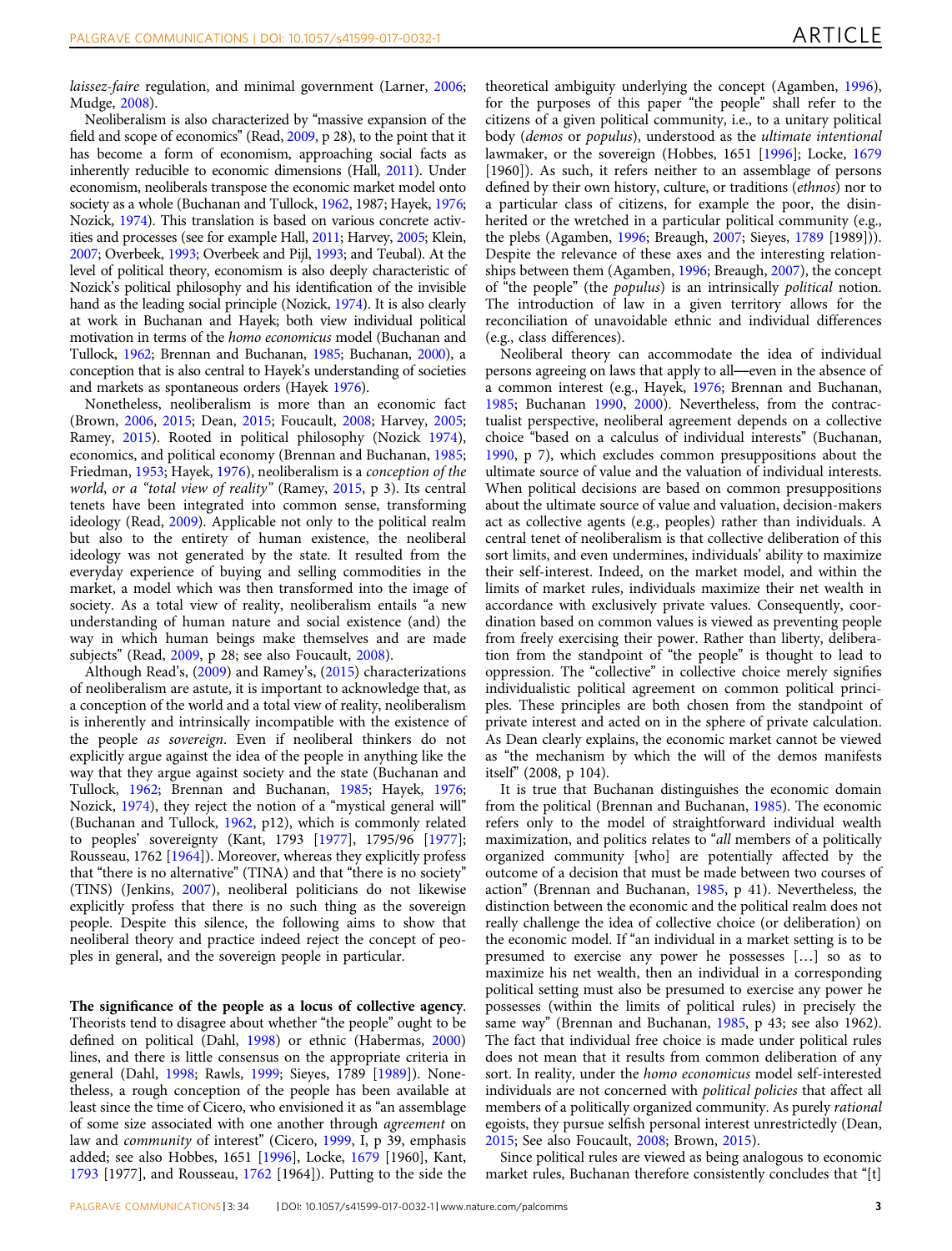*laissez-faire* regulation, and minimal government (Larner, 2006; Mudge, 2008).

Neoliberalism is also characterized by "massive expansion of the field and scope of economics" (Read, 2009, p 28), to the point that it has become a form of economism, approaching social facts as inherently reducible to economic dimensions (Hall, 2011). Under economism, neoliberals transpose the economic market model onto society as a whole (Buchanan and Tullock, 1962, 1987; Hayek, 1976; Nozick, 1974). This translation is based on various concrete activities and processes (see for example Hall, 2011; Harvey, 2005; Klein, 2007; Overbeek, 1993; Overbeek and Pijl, 1993; and Teubal). At the level of political theory, economism is also deeply characteristic of Nozick's political philosophy and his identification of the invisible hand as the leading social principle (Nozick, 1974). It is also clearly at work in Buchanan and Hayek; both view individual political motivation in terms of the *homo economicus* model (Buchanan and Tullock, 1962; Brennan and Buchanan, 1985; Buchanan, 2000), a conception that is also central to Hayek's understanding of societies and markets as spontaneous orders (Hayek 1976).

Nonetheless, neoliberalism is more than an economic fact (Brown, 2006, 2015; Dean, 2015; Foucault, 2008; Harvey, 2005; Ramey, 2015). Rooted in political philosophy (Nozick 1974), economics, and political economy (Brennan and Buchanan, 1985; Friedman, 1953; Hayek, 1976), neoliberalism is a *conception of the world, or a "total view of reality"* (Ramey, 2015, p 3). Its central tenets have been integrated into common sense, transforming ideology (Read, 2009). Applicable not only to the political realm but also to the entirety of human existence, the neoliberal ideology was not generated by the state. It resulted from the everyday experience of buying and selling commodities in the market, a model which was then transformed into the image of society. As a total view of reality, neoliberalism entails "a new understanding of human nature and social existence (and) the way in which human beings make themselves and are made subjects" (Read, 2009, p 28; see also Foucault, 2008).

Although Read's, (2009) and Ramey's, (2015) characterizations of neoliberalism are astute, it is important to acknowledge that, as a conception of the world and a total view of reality, neoliberalism is inherently and intrinsically incompatible with the existence of the people *as sovereign*. Even if neoliberal thinkers do not explicitly argue against the idea of the people in anything like the way that they argue against society and the state (Buchanan and Tullock, 1962; Brennan and Buchanan, 1985; Hayek, 1976; Nozick, 1974), they reject the notion of a "mystical general will" (Buchanan and Tullock, 1962, p12), which is commonly related to peoples' sovereignty (Kant, 1793 [1977], 1795/96 [1977]; Rousseau, 1762 [1964]). Moreover, whereas they explicitly profess that "there is no alternative" (TINA) and that "there is no society" (TINS) (Jenkins, 2007), neoliberal politicians do not likewise explicitly profess that there is no such thing as the sovereign people. Despite this silence, the following aims to show that neoliberal theory and practice indeed reject the concept of peoples in general, and the sovereign people in particular.

**The significance of the people as a locus of collective agency.** Theorists tend to disagree about whether "the people" ought to be defined on political (Dahl, 1998) or ethnic (Habermas, 2000) lines, and there is little consensus on the appropriate criteria in general (Dahl, 1998; Rawls, 1999; Sieyes, 1789 [1989]). Nonetheless, a rough conception of the people has been available at least since the time of Cicero, who envisioned it as "an assemblage of some size associated with one another through *agreement* on law and *community* of interest" (Cicero, 1999, I, p 39, emphasis added; see also Hobbes, 1651 [1996], Locke, 1679 [1960], Kant, 1793 [1977], and Rousseau, 1762 [1964]). Putting to the side the theoretical ambiguity underlying the concept (Agamben, 1996), for the purposes of this paper "the people" shall refer to the citizens of a given political community, i.e., to a unitary political body (*demos* or *populus*), understood as the *ultimate intentional* lawmaker, or the sovereign (Hobbes, 1651 [1996]; Locke, 1679 [1960]). As such, it refers neither to an assemblage of persons defined by their own history, culture, or traditions (*ethnos*) nor to a particular class of citizens, for example the poor, the disinherited or the wretched in a particular political community (e.g., the plebs (Agamben, 1996; Breaugh, 2007; Sieyes, 1789 [1989])). Despite the relevance of these axes and the interesting relationships between them (Agamben, 1996; Breaugh, 2007), the concept of "the people" (the *populus*) is an intrinsically *political* notion. The introduction of law in a given territory allows for the reconciliation of unavoidable ethnic and individual differences (e.g., class differences).

Neoliberal theory can accommodate the idea of individual persons agreeing on laws that apply to all—even in the absence of a common interest (e.g., Hayek, 1976; Brennan and Buchanan, 1985; Buchanan 1990, 2000). Nevertheless, from the contractualist perspective, neoliberal agreement depends on a collective choice "based on a calculus of individual interests" (Buchanan, 1990, p 7), which excludes common presuppositions about the ultimate source of value and the valuation of individual interests. When political decisions are based on common presuppositions about the ultimate source of value and valuation, decision-makers act as collective agents (e.g., peoples) rather than individuals. A central tenet of neoliberalism is that collective deliberation of this sort limits, and even undermines, individuals' ability to maximize their self-interest. Indeed, on the market model, and within the limits of market rules, individuals maximize their net wealth in accordance with exclusively private values. Consequently, coordination based on common values is viewed as preventing people from freely exercising their power. Rather than liberty, deliberation from the standpoint of "the people" is thought to lead to oppression. The "collective" in collective choice merely signifies individualistic political agreement on common political principles. These principles are both chosen from the standpoint of private interest and acted on in the sphere of private calculation. As Dean clearly explains, the economic market cannot be viewed as "the mechanism by which the will of the demos manifests itself" (2008, p 104).

It is true that Buchanan distinguishes the economic domain from the political (Brennan and Buchanan, 1985). The economic refers only to the model of straightforward individual wealth maximization, and politics relates to "*all* members of a politically organized community [who] are potentially affected by the outcome of a decision that must be made between two courses of action" (Brennan and Buchanan, 1985, p 41). Nevertheless, the distinction between the economic and the political realm does not really challenge the idea of collective choice (or deliberation) on the economic model. If "an individual in a market setting is to be presumed to exercise any power he possesses […] so as to maximize his net wealth, then an individual in a corresponding political setting must also be presumed to exercise any power he possesses (within the limits of political rules) in precisely the same way" (Brennan and Buchanan, 1985, p 43; see also 1962). The fact that individual free choice is made under political rules does not mean that it results from common deliberation of any sort. In reality, under the *homo economicus* model self-interested individuals are not concerned with *political policies* that affect all members of a politically organized community. As purely *rational* egoists, they pursue selfish personal interest unrestrictedly (Dean, 2015; See also Foucault, 2008; Brown, 2015).

Since political rules are viewed as being analogous to economic market rules, Buchanan therefore consistently concludes that "[t]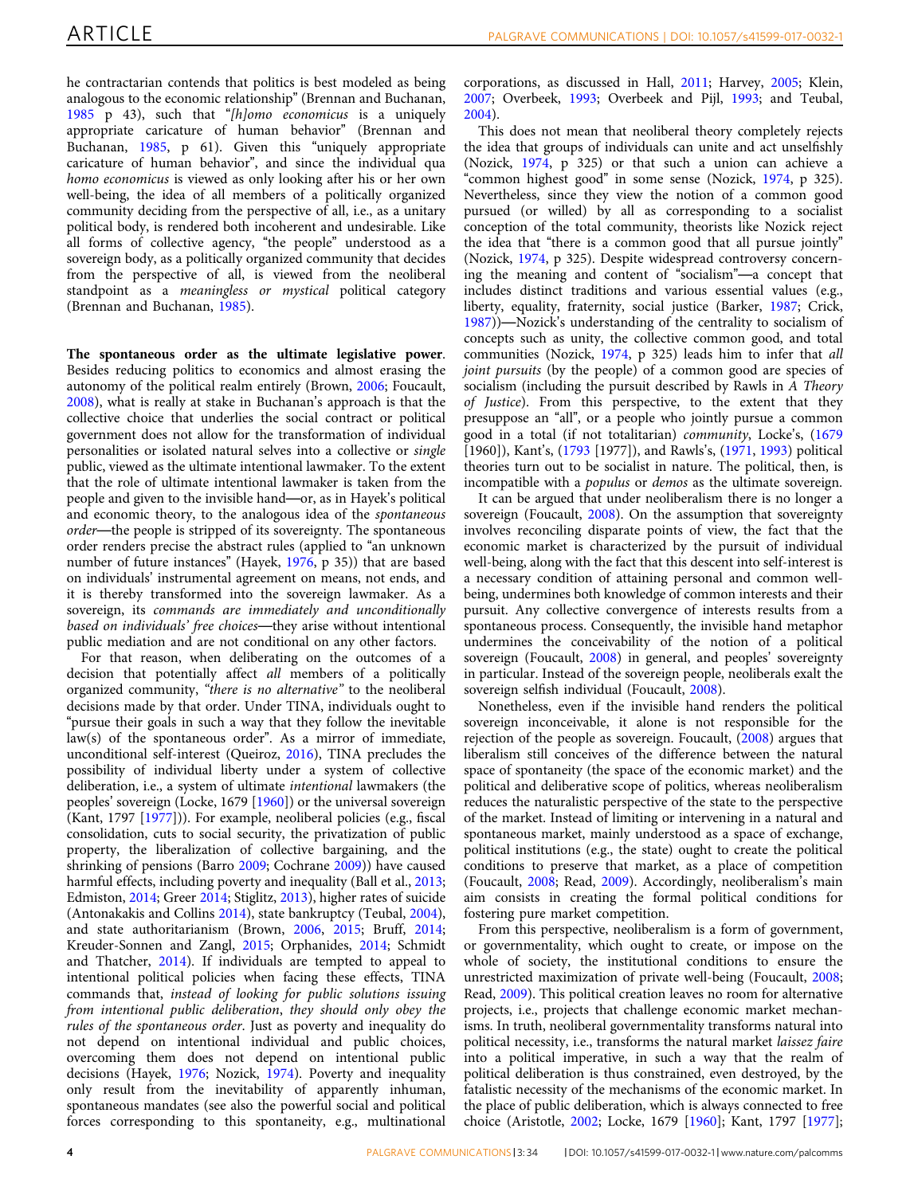he contractarian contends that politics is best modeled as being analogous to the economic relationship" (Brennan and Buchanan, 1985 p 43), such that "*[h]omo economicus* is a uniquely appropriate caricature of human behavior" (Brennan and Buchanan, 1985, p 61). Given this "uniquely appropriate caricature of human behavior", and since the individual qua *homo economicus* is viewed as only looking after his or her own well-being, the idea of all members of a politically organized community deciding from the perspective of all, i.e., as a unitary political body, is rendered both incoherent and undesirable. Like all forms of collective agency, "the people" understood as a sovereign body, as a politically organized community that decides from the perspective of all, is viewed from the neoliberal standpoint as a *meaningless or mystical* political category (Brennan and Buchanan, 1985).

**The spontaneous order as the ultimate legislative power**. Besides reducing politics to economics and almost erasing the autonomy of the political realm entirely (Brown, 2006; Foucault, 2008), what is really at stake in Buchanan's approach is that the collective choice that underlies the social contract or political government does not allow for the transformation of individual personalities or isolated natural selves into a collective or *single* public, viewed as the ultimate intentional lawmaker. To the extent that the role of ultimate intentional lawmaker is taken from the people and given to the invisible hand—or, as in Hayek's political and economic theory, to the analogous idea of the *spontaneous order*—the people is stripped of its sovereignty. The spontaneous order renders precise the abstract rules (applied to "an unknown number of future instances" (Hayek, 1976, p 35)) that are based on individuals' instrumental agreement on means, not ends, and it is thereby transformed into the sovereign lawmaker. As a sovereign, its *commands are immediately and unconditionally based on individuals' free choices*—they arise without intentional public mediation and are not conditional on any other factors.

For that reason, when deliberating on the outcomes of a decision that potentially affect *all* members of a politically organized community, *"there is no alternative"* to the neoliberal decisions made by that order. Under TINA, individuals ought to "pursue their goals in such a way that they follow the inevitable law(s) of the spontaneous order". As a mirror of immediate, unconditional self-interest (Queiroz, 2016), TINA precludes the possibility of individual liberty under a system of collective deliberation, i.e., a system of ultimate *intentional* lawmakers (the peoples' sovereign (Locke, 1679 [1960]) or the universal sovereign (Kant, 1797 [1977])). For example, neoliberal policies (e.g., fiscal consolidation, cuts to social security, the privatization of public property, the liberalization of collective bargaining, and the shrinking of pensions (Barro 2009; Cochrane 2009)) have caused harmful effects, including poverty and inequality (Ball et al., 2013; Edmiston, 2014; Greer 2014; Stiglitz, 2013), higher rates of suicide (Antonakakis and Collins 2014), state bankruptcy (Teubal, 2004), and state authoritarianism (Brown, 2006, 2015; Bruff, 2014; Kreuder-Sonnen and Zangl, 2015; Orphanides, 2014; Schmidt and Thatcher, 2014). If individuals are tempted to appeal to intentional political policies when facing these effects, TINA commands that, *instead of looking for public solutions issuing from intentional public deliberation, they should only obey the rules of the spontaneous order*. Just as poverty and inequality do not depend on intentional individual and public choices, overcoming them does not depend on intentional public decisions (Hayek, 1976; Nozick, 1974). Poverty and inequality only result from the inevitability of apparently inhuman, spontaneous mandates (see also the powerful social and political forces corresponding to this spontaneity, e.g., multinational corporations, as discussed in Hall, 2011; Harvey, 2005; Klein, 2007; Overbeek, 1993; Overbeek and Pijl, 1993; and Teubal, 2004).

This does not mean that neoliberal theory completely rejects the idea that groups of individuals can unite and act unselfishly (Nozick, 1974, p 325) or that such a union can achieve a "common highest good" in some sense (Nozick, 1974, p 325). Nevertheless, since they view the notion of a common good pursued (or willed) by all as corresponding to a socialist conception of the total community, theorists like Nozick reject the idea that "there is a common good that all pursue jointly" (Nozick, 1974, p 325). Despite widespread controversy concerning the meaning and content of "socialism"—a concept that includes distinct traditions and various essential values (e.g., liberty, equality, fraternity, social justice (Barker, 1987; Crick, 1987))—Nozick's understanding of the centrality to socialism of concepts such as unity, the collective common good, and total communities (Nozick, 1974, p 325) leads him to infer that *all joint pursuits* (by the people) of a common good are species of socialism (including the pursuit described by Rawls in *A Theory of Justice*). From this perspective, to the extent that they presuppose an "all", or a people who jointly pursue a common good in a total (if not totalitarian) *community*, Locke's, (1679 [1960]), Kant's, (1793 [1977]), and Rawls's, (1971, 1993) political theories turn out to be socialist in nature. The political, then, is incompatible with a *populus* or *demos* as the ultimate sovereign.

It can be argued that under neoliberalism there is no longer a sovereign (Foucault, 2008). On the assumption that sovereignty involves reconciling disparate points of view, the fact that the economic market is characterized by the pursuit of individual well-being, along with the fact that this descent into self-interest is a necessary condition of attaining personal and common well-being, undermines both knowledge of common interests and their pursuit. Any collective convergence of interests results from a spontaneous process. Consequently, the invisible hand metaphor undermines the conceivability of the notion of a political sovereign (Foucault, 2008) in general, and peoples' sovereignty in particular. Instead of the sovereign people, neoliberals exalt the sovereign selfish individual (Foucault, 2008).

Nonetheless, even if the invisible hand renders the political sovereign inconceivable, it alone is not responsible for the rejection of the people as sovereign. Foucault, (2008) argues that liberalism still conceives of the difference between the natural space of spontaneity (the space of the economic market) and the political and deliberative scope of politics, whereas neoliberalism reduces the naturalistic perspective of the state to the perspective of the market. Instead of limiting or intervening in a natural and spontaneous market, mainly understood as a space of exchange, political institutions (e.g., the state) ought to create the political conditions to preserve that market, as a place of competition (Foucault, 2008; Read, 2009). Accordingly, neoliberalism's main aim consists in creating the formal political conditions for fostering pure market competition.

From this perspective, neoliberalism is a form of government, or governmentality, which ought to create, or impose on the whole of society, the institutional conditions to ensure the unrestricted maximization of private well-being (Foucault, 2008; Read, 2009). This political creation leaves no room for alternative projects, i.e., projects that challenge economic market mechanisms. In truth, neoliberal governmentality transforms natural into political necessity, i.e., transforms the natural market *laissez faire* into a political imperative, in such a way that the realm of political deliberation is thus constrained, even destroyed, by the fatalistic necessity of the mechanisms of the economic market. In the place of public deliberation, which is always connected to free choice (Aristotle, 2002; Locke, 1679 [1960]; Kant, 1797 [1977];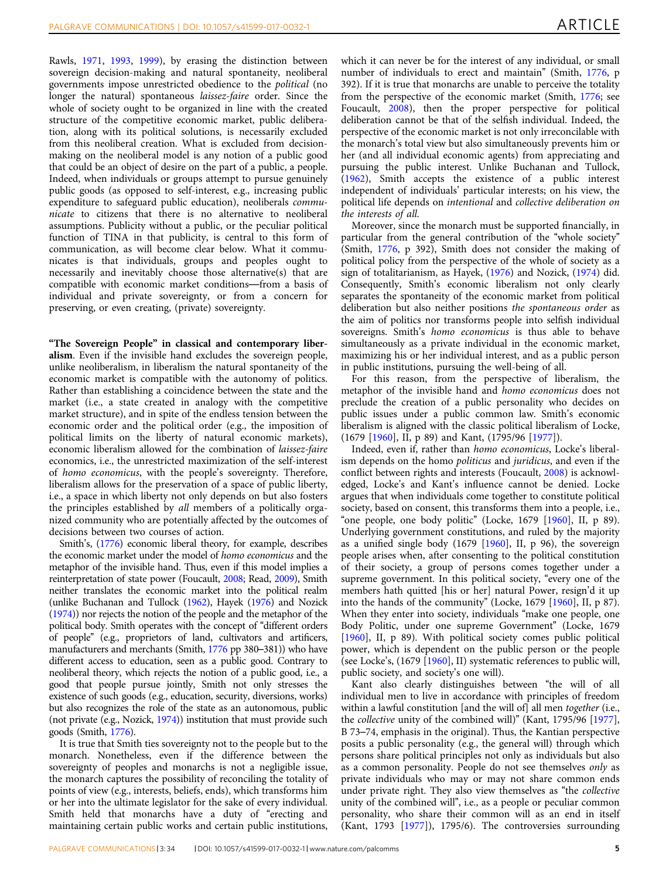Rawls, 1971, 1993, 1999), by erasing the distinction between sovereign decision-making and natural spontaneity, neoliberal governments impose unrestricted obedience to the *political* (no longer the natural) spontaneous *laissez-faire* order. Since the whole of society ought to be organized in line with the created structure of the competitive economic market, public deliberation, along with its political solutions, is necessarily excluded from this neoliberal creation. What is excluded from decision-making on the neoliberal model is any notion of a public good that could be an object of desire on the part of a public, a people. Indeed, when individuals or groups attempt to pursue genuinely public goods (as opposed to self-interest, e.g., increasing public expenditure to safeguard public education), neoliberals *communicate* to citizens that there is no alternative to neoliberal assumptions. Publicity without a public, or the peculiar political function of TINA in that publicity, is central to this form of communication, as will become clear below. What it communicates is that individuals, groups and peoples ought to necessarily and inevitably choose those alternative(s) that are compatible with economic market conditions—from a basis of individual and private sovereignty, or from a concern for preserving, or even creating, (private) sovereignty.

**"The Sovereign People" in classical and contemporary liberalism**. Even if the invisible hand excludes the sovereign people, unlike neoliberalism, in liberalism the natural spontaneity of the economic market is compatible with the autonomy of politics. Rather than establishing a coincidence between the state and the market (i.e., a state created in analogy with the competitive market structure), and in spite of the endless tension between the economic order and the political order (e.g., the imposition of political limits on the liberty of natural economic markets), economic liberalism allowed for the combination of *laissez-faire* economics, i.e., the unrestricted maximization of the self-interest of *homo economicus*, with the people's sovereignty. Therefore, liberalism allows for the preservation of a space of public liberty, i.e., a space in which liberty not only depends on but also fosters the principles established by *all* members of a politically organized community who are potentially affected by the outcomes of decisions between two courses of action.

Smith's, (1776) economic liberal theory, for example, describes the economic market under the model of *homo economicus* and the metaphor of the invisible hand. Thus, even if this model implies a reinterpretation of state power (Foucault, 2008; Read, 2009), Smith neither translates the economic market into the political realm (unlike Buchanan and Tullock (1962), Hayek (1976) and Nozick (1974)) nor rejects the notion of the people and the metaphor of the political body. Smith operates with the concept of "different orders of people" (e.g., proprietors of land, cultivators and artificers, manufacturers and merchants (Smith, 1776 pp 380–381)) who have different access to education, seen as a public good. Contrary to neoliberal theory, which rejects the notion of a public good, i.e., a good that people pursue jointly, Smith not only stresses the existence of such goods (e.g., education, security, diversions, works) but also recognizes the role of the state as an autonomous, public (not private (e.g., Nozick, 1974)) institution that must provide such goods (Smith, 1776).

It is true that Smith ties sovereignty not to the people but to the monarch. Nonetheless, even if the difference between the sovereignty of peoples and monarchs is not a negligible issue, the monarch captures the possibility of reconciling the totality of points of view (e.g., interests, beliefs, ends), which transforms him or her into the ultimate legislator for the sake of every individual. Smith held that monarchs have a duty of "erecting and maintaining certain public works and certain public institutions, which it can never be for the interest of any individual, or small number of individuals to erect and maintain" (Smith, 1776, p 392). If it is true that monarchs are unable to perceive the totality from the perspective of the economic market (Smith, 1776; see Foucault, 2008), then the proper perspective for political deliberation cannot be that of the selfish individual. Indeed, the perspective of the economic market is not only irreconcilable with the monarch's total view but also simultaneously prevents him or her (and all individual economic agents) from appreciating and pursuing the public interest. Unlike Buchanan and Tullock, (1962), Smith accepts the existence of a public interest independent of individuals' particular interests; on his view, the political life depends on *intentional* and *collective deliberation on the interests of all*.

Moreover, since the monarch must be supported financially, in particular from the general contribution of the "whole society" (Smith, 1776, p 392), Smith does not consider the making of political policy from the perspective of the whole of society as a sign of totalitarianism, as Hayek, (1976) and Nozick, (1974) did. Consequently, Smith's economic liberalism not only clearly separates the spontaneity of the economic market from political deliberation but also neither positions *the spontaneous order* as the aim of politics nor transforms people into selfish individual sovereigns. Smith's *homo economicus* is thus able to behave simultaneously as a private individual in the economic market, maximizing his or her individual interest, and as a public person in public institutions, pursuing the well-being of all.

For this reason, from the perspective of liberalism, the metaphor of the invisible hand and *homo economicus* does not preclude the creation of a public personality who decides on public issues under a public common law. Smith's economic liberalism is aligned with the classic political liberalism of Locke, (1679 [1960], II, p 89) and Kant, (1795/96 [1977]).

Indeed, even if, rather than *homo economicus*, Locke's liberalism depends on the homo *politicus* and *juridicus*, and even if the conflict between rights and interests (Foucault, 2008) is acknowledged, Locke's and Kant's influence cannot be denied. Locke argues that when individuals come together to constitute political society, based on consent, this transforms them into a people, i.e., "one people, one body politic" (Locke, 1679 [1960], II, p 89). Underlying government constitutions, and ruled by the majority as a unified single body (1679 [1960], II, p 96), the sovereign people arises when, after consenting to the political constitution of their society, a group of persons comes together under a supreme government. In this political society, "every one of the members hath quitted [his or her] natural Power, resign'd it up into the hands of the community" (Locke, 1679 [1960], II, p 87). When they enter into society, individuals "make one people, one Body Politic, under one supreme Government" (Locke, 1679 [1960], II, p 89). With political society comes public political power, which is dependent on the public person or the people (see Locke's, (1679 [1960], II) systematic references to public will, public society, and society's one will).

Kant also clearly distinguishes between "the will of all individual men to live in accordance with principles of freedom within a lawful constitution [and the will of] all men *together* (i.e., the *collective* unity of the combined will)" (Kant, 1795/96 [1977], B 73–74, emphasis in the original). Thus, the Kantian perspective posits a public personality (e.g., the general will) through which persons share political principles not only as individuals but also as a common personality. People do not see themselves *only* as private individuals who may or may not share common ends under private right. They also view themselves as "the *collective* unity of the combined will", i.e., as a people or peculiar common personality, who share their common will as an end in itself (Kant, 1793 [1977]), 1795/6). The controversies surrounding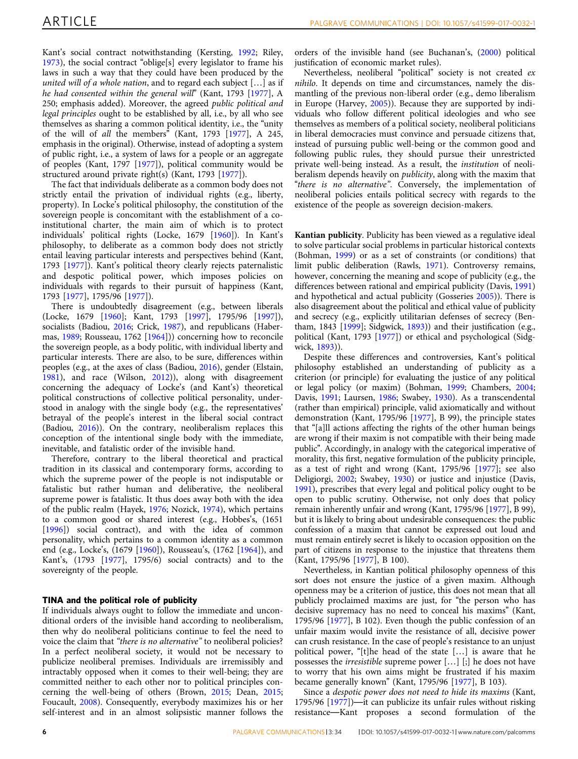Kant's social contract notwithstanding (Kersting, 1992; Riley, 1973), the social contract "oblige[s] every legislator to frame his laws in such a way that they could have been produced by the *united will of a whole nation*, and to regard each subject […] as if *he had consented within the general will*" (Kant, 1793 [1977], A 250; emphasis added). Moreover, the agreed *public political and legal principles* ought to be established by all, i.e., by all who see themselves as sharing a common political identity, i.e., the "unity of the will of *all* the members" (Kant, 1793 [1977], A 245, emphasis in the original). Otherwise, instead of adopting a system of public right, i.e., a system of laws for a people or an aggregate of peoples (Kant, 1797 [1977]), political community would be structured around private right(s) (Kant, 1793 [1977]).

The fact that individuals deliberate as a common body does not strictly entail the privation of individual rights (e.g., liberty, property). In Locke's political philosophy, the constitution of the sovereign people is concomitant with the establishment of a co-institutional charter, the main aim of which is to protect individuals' political rights (Locke, 1679 [1960]). In Kant's philosophy, to deliberate as a common body does not strictly entail leaving particular interests and perspectives behind (Kant, 1793 [1977]). Kant's political theory clearly rejects paternalistic and despotic political power, which imposes policies on individuals with regards to their pursuit of happiness (Kant, 1793 [1977], 1795/96 [1977]).

There is undoubtedly disagreement (e.g., between liberals (Locke, 1679 [1960]; Kant, 1793 [1997], 1795/96 [1997]), socialists (Badiou, 2016; Crick, 1987), and republicans (Habermas, 1989; Rousseau, 1762 [1964])) concerning how to reconcile the sovereign people, as a body politic, with individual liberty and particular interests. There are also, to be sure, differences within peoples (e.g., at the axes of class (Badiou, 2016), gender (Elstain, 1981), and race (Wilson, 2012)), along with disagreement concerning the adequacy of Locke's (and Kant's) theoretical political constructions of collective political personality, understood in analogy with the single body (e.g., the representatives' betrayal of the people's interest in the liberal social contract (Badiou, 2016)). On the contrary, neoliberalism replaces this conception of the intentional single body with the immediate, inevitable, and fatalistic order of the invisible hand.

Therefore, contrary to the liberal theoretical and practical tradition in its classical and contemporary forms, according to which the supreme power of the people is not indisputable or fatalistic but rather human and deliberative, the neoliberal supreme power is fatalistic. It thus does away both with the idea of the public realm (Hayek, 1976; Nozick, 1974), which pertains to a common good or shared interest (e.g., Hobbes's, (1651 [1996]) social contract), and with the idea of common personality, which pertains to a common identity as a common end (e.g., Locke's, (1679 [1960]), Rousseau's, (1762 [1964]), and Kant's, (1793 [1977], 1795/6) social contracts) and to the sovereignty of the people.

## TINA and the political role of publicity

If individuals always ought to follow the immediate and unconditional orders of the invisible hand according to neoliberalism, then why do neoliberal politicians continue to feel the need to voice the claim that *"there is no alternative"* to neoliberal policies? In a perfect neoliberal society, it would not be necessary to publicize neoliberal premises. Individuals are irremissibly and intractably opposed when it comes to their well-being; they are committed neither to each other nor to political principles concerning the well-being of others (Brown, 2015; Dean, 2015; Foucault, 2008). Consequently, everybody maximizes his or her self-interest and in an almost solipsistic manner follows the orders of the invisible hand (see Buchanan's, (2000) political justification of economic market rules).

Nevertheless, neoliberal "political" society is not created *ex nihilo*. It depends on time and circumstances, namely the dismantling of the previous non-liberal order (e.g., demo liberalism in Europe (Harvey, 2005)). Because they are supported by individuals who follow different political ideologies and who see themselves as members of a political society, neoliberal politicians in liberal democracies must convince and persuade citizens that, instead of pursuing public well-being or the common good and following public rules, they should pursue their unrestricted private well-being instead. As a result, the *institution* of neoliberalism depends heavily on *publicity*, along with the maxim that "*there is no alternative*". Conversely, the implementation of neoliberal policies entails political secrecy with regards to the existence of the people as sovereign decision-makers.

**Kantian publicity**. Publicity has been viewed as a regulative ideal to solve particular social problems in particular historical contexts (Bohman, 1999) or as a set of constraints (or conditions) that limit public deliberation (Rawls, 1971). Controversy remains, however, concerning the meaning and scope of publicity (e.g., the differences between rational and empirical publicity (Davis, 1991) and hypothetical and actual publicity (Gosseries 2005)). There is also disagreement about the political and ethical value of publicity and secrecy (e.g., explicitly utilitarian defenses of secrecy (Bentham, 1843 [1999]; Sidgwick, 1893)) and their justification (e.g., political (Kant, 1793 [1977]) or ethical and psychological (Sidgwick, 1893)).

Despite these differences and controversies, Kant's political philosophy established an understanding of publicity as a criterion (or principle) for evaluating the justice of any political or legal policy (or maxim) (Bohman, 1999; Chambers, 2004; Davis, 1991; Laursen, 1986; Swabey, 1930). As a transcendental (rather than empirical) principle, valid axiomatically and without demonstration (Kant, 1795/96 [1977], B 99), the principle states that "[a]ll actions affecting the rights of the other human beings are wrong if their maxim is not compatible with their being made public". Accordingly, in analogy with the categorical imperative of morality, this first, negative formulation of the publicity principle, as a test of right and wrong (Kant, 1795/96 [1977]; see also Deligiorgi, 2002; Swabey, 1930) or justice and injustice (Davis, 1991), prescribes that every legal and political policy ought to be open to public scrutiny. Otherwise, not only does that policy remain inherently unfair and wrong (Kant, 1795/96 [1977], B 99), but it is likely to bring about undesirable consequences: the public confession of a maxim that cannot be expressed out loud and must remain entirely secret is likely to occasion opposition on the part of citizens in response to the injustice that threatens them (Kant, 1795/96 [1977], B 100).

Nevertheless, in Kantian political philosophy openness of this sort does not ensure the justice of a given maxim. Although openness may be a criterion of justice, this does not mean that all publicly proclaimed maxims are just, for "the person who has decisive supremacy has no need to conceal his maxims" (Kant, 1795/96 [1977], B 102). Even though the public confession of an unfair maxim would invite the resistance of all, decisive power can crush resistance. In the case of people's resistance to an unjust political power, "[t]he head of the state […] is aware that he possesses the *irresistible* supreme power […] [;] he does not have to worry that his own aims might be frustrated if his maxim became generally known" (Kant, 1795/96 [1977], B 103).

Since a *despotic power does not need to hide its maxims* (Kant, 1795/96 [1977])—it can publicize its unfair rules without risking resistance—Kant proposes a second formulation of the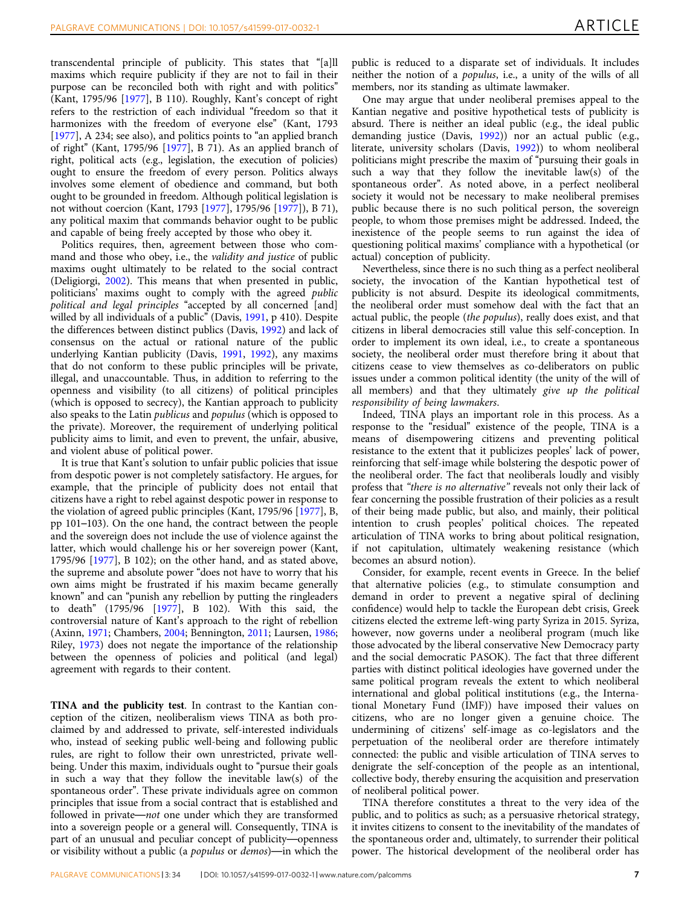transcendental principle of publicity. This states that "[a]ll maxims which require publicity if they are not to fail in their purpose can be reconciled both with right and with politics" (Kant, 1795/96 [1977], B 110). Roughly, Kant's concept of right refers to the restriction of each individual "freedom so that it harmonizes with the freedom of everyone else" (Kant, 1793 [1977], A 234; see also), and politics points to "an applied branch of right" (Kant, 1795/96 [1977], B 71). As an applied branch of right, political acts (e.g., legislation, the execution of policies) ought to ensure the freedom of every person. Politics always involves some element of obedience and command, but both ought to be grounded in freedom. Although political legislation is not without coercion (Kant, 1793 [1977], 1795/96 [1977]), B 71), any political maxim that commands behavior ought to be public and capable of being freely accepted by those who obey it.

Politics requires, then, agreement between those who command and those who obey, i.e., the *validity and justice* of public maxims ought ultimately to be related to the social contract (Deligiorgi, 2002). This means that when presented in public, politicians' maxims ought to comply with the agreed *public political and legal principles* "accepted by all concerned [and] willed by all individuals of a public" (Davis, 1991, p 410). Despite the differences between distinct publics (Davis, 1992) and lack of consensus on the actual or rational nature of the public underlying Kantian publicity (Davis, 1991, 1992), any maxims that do not conform to these public principles will be private, illegal, and unaccountable. Thus, in addition to referring to the openness and visibility (to all citizens) of political principles (which is opposed to secrecy), the Kantian approach to publicity also speaks to the Latin *publicus* and *populus* (which is opposed to the private). Moreover, the requirement of underlying political publicity aims to limit, and even to prevent, the unfair, abusive, and violent abuse of political power.

It is true that Kant's solution to unfair public policies that issue from despotic power is not completely satisfactory. He argues, for example, that the principle of publicity does not entail that citizens have a right to rebel against despotic power in response to the violation of agreed public principles (Kant, 1795/96 [1977], B, pp 101–103). On the one hand, the contract between the people and the sovereign does not include the use of violence against the latter, which would challenge his or her sovereign power (Kant, 1795/96 [1977], B 102); on the other hand, and as stated above, the supreme and absolute power "does not have to worry that his own aims might be frustrated if his maxim became generally known" and can "punish any rebellion by putting the ringleaders to death" (1795/96 [1977], B 102). With this said, the controversial nature of Kant's approach to the right of rebellion (Axinn, 1971; Chambers, 2004; Bennington, 2011; Laursen, 1986; Riley, 1973) does not negate the importance of the relationship between the openness of policies and political (and legal) agreement with regards to their content.

**TINA and the publicity test**. In contrast to the Kantian conception of the citizen, neoliberalism views TINA as both proclaimed by and addressed to private, self-interested individuals who, instead of seeking public well-being and following public rules, are right to follow their own unrestricted, private well-being. Under this maxim, individuals ought to "pursue their goals in such a way that they follow the inevitable law(s) of the spontaneous order". These private individuals agree on common principles that issue from a social contract that is established and followed in private—*not* one under which they are transformed into a sovereign people or a general will. Consequently, TINA is part of an unusual and peculiar concept of publicity—openness or visibility without a public (a *populus* or *demos*)—in which the public is reduced to a disparate set of individuals. It includes neither the notion of a *populus*, i.e., a unity of the wills of all members, nor its standing as ultimate lawmaker.

One may argue that under neoliberal premises appeal to the Kantian negative and positive hypothetical tests of publicity is absurd. There is neither an ideal public (e.g., the ideal public demanding justice (Davis, 1992)) nor an actual public (e.g., literate, university scholars (Davis, 1992)) to whom neoliberal politicians might prescribe the maxim of "pursuing their goals in such a way that they follow the inevitable law(s) of the spontaneous order". As noted above, in a perfect neoliberal society it would not be necessary to make neoliberal premises public because there is no such political person, the sovereign people, to whom those premises might be addressed. Indeed, the inexistence of the people seems to run against the idea of questioning political maxims' compliance with a hypothetical (or actual) conception of publicity.

Nevertheless, since there is no such thing as a perfect neoliberal society, the invocation of the Kantian hypothetical test of publicity is not absurd. Despite its ideological commitments, the neoliberal order must somehow deal with the fact that an actual public, the people (*the populus*), really does exist, and that citizens in liberal democracies still value this self-conception. In order to implement its own ideal, i.e., to create a spontaneous society, the neoliberal order must therefore bring it about that citizens cease to view themselves as co-deliberators on public issues under a common political identity (the unity of the will of all members) and that they ultimately *give up the political responsibility of being lawmakers*.

Indeed, TINA plays an important role in this process. As a response to the "residual" existence of the people, TINA is a means of disempowering citizens and preventing political resistance to the extent that it publicizes peoples' lack of power, reinforcing that self-image while bolstering the despotic power of the neoliberal order. The fact that neoliberals loudly and visibly profess that *"there is no alternative"* reveals not only their lack of fear concerning the possible frustration of their policies as a result of their being made public, but also, and mainly, their political intention to crush peoples' political choices. The repeated articulation of TINA works to bring about political resignation, if not capitulation, ultimately weakening resistance (which becomes an absurd notion).

Consider, for example, recent events in Greece. In the belief that alternative policies (e.g., to stimulate consumption and demand in order to prevent a negative spiral of declining confidence) would help to tackle the European debt crisis, Greek citizens elected the extreme left-wing party Syriza in 2015. Syriza, however, now governs under a neoliberal program (much like those advocated by the liberal conservative New Democracy party and the social democratic PASOK). The fact that three different parties with distinct political ideologies have governed under the same political program reveals the extent to which neoliberal international and global political institutions (e.g., the International Monetary Fund (IMF)) have imposed their values on citizens, who are no longer given a genuine choice. The undermining of citizens' self-image as co-legislators and the perpetuation of the neoliberal order are therefore intimately connected: the public and visible articulation of TINA serves to denigrate the self-conception of the people as an intentional, collective body, thereby ensuring the acquisition and preservation of neoliberal political power.

TINA therefore constitutes a threat to the very idea of the public, and to politics as such; as a persuasive rhetorical strategy, it invites citizens to consent to the inevitability of the mandates of the spontaneous order and, ultimately, to surrender their political power. The historical development of the neoliberal order has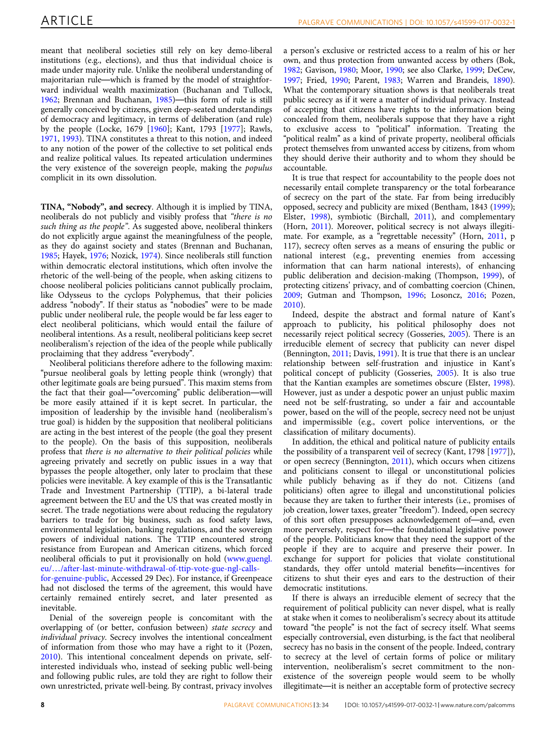meant that neoliberal societies still rely on key demo-liberal institutions (e.g., elections), and thus that individual choice is made under majority rule. Unlike the neoliberal understanding of majoritarian rule—which is framed by the model of straightforward individual wealth maximization (Buchanan and Tullock, 1962; Brennan and Buchanan, 1985)—this form of rule is still generally conceived by citizens, given deep-seated understandings of democracy and legitimacy, in terms of deliberation (and rule) by the people (Locke, 1679 [1960]; Kant, 1793 [1977]; Rawls, 1971, 1993). TINA constitutes a threat to this notion, and indeed to any notion of the power of the collective to set political ends and realize political values. Its repeated articulation undermines the very existence of the sovereign people, making the *populus* complicit in its own dissolution.

**TINA, "Nobody", and secrecy**. Although it is implied by TINA, neoliberals do not publicly and visibly profess that *"there is no such thing as the people"*. As suggested above, neoliberal thinkers do not explicitly argue against the meaningfulness of the people, as they do against society and states (Brennan and Buchanan, 1985; Hayek, 1976; Nozick, 1974). Since neoliberals still function within democratic electoral institutions, which often involve the rhetoric of the well-being of the people, when asking citizens to choose neoliberal policies politicians cannot publically proclaim, like Odysseus to the cyclops Polyphemus, that their policies address "nobody". If their status as "nobodies" were to be made public under neoliberal rule, the people would be far less eager to elect neoliberal politicians, which would entail the failure of neoliberal intentions. As a result, neoliberal politicians keep secret neoliberalism's rejection of the idea of the people while publically proclaiming that they address "everybody".

Neoliberal politicians therefore adhere to the following maxim: "pursue neoliberal goals by letting people think (wrongly) that other legitimate goals are being pursued". This maxim stems from the fact that their goal—"overcoming" public deliberation—will be more easily attained if it is kept secret. In particular, the imposition of leadership by the invisible hand (neoliberalism's true goal) is hidden by the supposition that neoliberal politicians are acting in the best interest of the people (the goal they present to the people). On the basis of this supposition, neoliberals profess that *there is no alternative to their political policies* while agreeing privately and secretly on public issues in a way that bypasses the people altogether, only later to proclaim that these policies were inevitable. A key example of this is the Transatlantic Trade and Investment Partnership (TTIP), a bi-lateral trade agreement between the EU and the US that was created mostly in secret. The trade negotiations were about reducing the regulatory barriers to trade for big business, such as food safety laws, environmental legislation, banking regulations, and the sovereign powers of individual nations. The TTIP encountered strong resistance from European and American citizens, which forced neoliberal officials to put it provisionally on hold (www.guengl.eu/…/after-last-minute-withdrawal-of-ttip-vote-gue-ngl-calls-for-genuine-public, Accessed 29 Dec). For instance, if Greenpeace had not disclosed the terms of the agreement, this would have certainly remained entirely secret, and later presented as inevitable.

Denial of the sovereign people is concomitant with the overlapping of (or better, confusion between) *state secrecy* and *individual privacy*. Secrecy involves the intentional concealment of information from those who may have a right to it (Pozen, 2010). This intentional concealment depends on private, self-interested individuals who, instead of seeking public well-being and following public rules, are told they are right to follow their own unrestricted, private well-being. By contrast, privacy involves a person's exclusive or restricted access to a realm of his or her own, and thus protection from unwanted access by others (Bok, 1982; Gavison, 1980; Moor, 1990; see also Clarke, 1999; DeCew, 1997; Fried, 1990; Parent, 1983; Warren and Brandeis, 1890). What the contemporary situation shows is that neoliberals treat public secrecy as if it were a matter of individual privacy. Instead of accepting that citizens have rights to the information being concealed from them, neoliberals suppose that they have a right to exclusive access to "political" information. Treating the "political realm" as a kind of private property, neoliberal officials protect themselves from unwanted access by citizens, from whom they should derive their authority and to whom they should be accountable.

It is true that respect for accountability to the people does not necessarily entail complete transparency or the total forbearance of secrecy on the part of the state. Far from being irreducibly opposed, secrecy and publicity are mixed (Bentham, 1843 (1999); Elster, 1998), symbiotic (Birchall, 2011), and complementary (Horn, 2011). Moreover, political secrecy is not always illegitimate. For example, as a "regrettable necessity" (Horn, 2011, p 117), secrecy often serves as a means of ensuring the public or national interest (e.g., preventing enemies from accessing information that can harm national interests), of enhancing public deliberation and decision-making (Thompson, 1999), of protecting citizens' privacy, and of combatting coercion (Chinen, 2009; Gutman and Thompson, 1996; Losoncz, 2016; Pozen, 2010).

Indeed, despite the abstract and formal nature of Kant's approach to publicity, his political philosophy does not necessarily reject political secrecy (Gosseries, 2005). There is an irreducible element of secrecy that publicity can never dispel (Bennington, 2011; Davis, 1991). It is true that there is an unclear relationship between self-frustration and injustice in Kant's political concept of publicity (Gosseries, 2005). It is also true that the Kantian examples are sometimes obscure (Elster, 1998). However, just as under a despotic power an unjust public maxim need not be self-frustrating, so under a fair and accountable power, based on the will of the people, secrecy need not be unjust and impermissible (e.g., covert police interventions, or the classification of military documents).

In addition, the ethical and political nature of publicity entails the possibility of a transparent veil of secrecy (Kant, 1798 [1977]), or open secrecy (Bennington, 2011), which occurs when citizens and politicians consent to illegal or unconstitutional policies while publicly behaving as if they do not. Citizens (and politicians) often agree to illegal and unconstitutional policies because they are taken to further their interests (i.e., promises of job creation, lower taxes, greater "freedom"). Indeed, open secrecy of this sort often presupposes acknowledgement of—and, even more perversely, respect for—the foundational legislative power of the people. Politicians know that they need the support of the people if they are to acquire and preserve their power. In exchange for support for policies that violate constitutional standards, they offer untold material benefits—incentives for citizens to shut their eyes and ears to the destruction of their democratic institutions.

If there is always an irreducible element of secrecy that the requirement of political publicity can never dispel, what is really at stake when it comes to neoliberalism's secrecy about its attitude toward "the people" is not the fact of secrecy itself. What seems especially controversial, even disturbing, is the fact that neoliberal secrecy has no basis in the consent of the people. Indeed, contrary to secrecy at the level of certain forms of police or military intervention, neoliberalism's secret commitment to the non-existence of the sovereign people would seem to be wholly illegitimate—it is neither an acceptable form of protective secrecy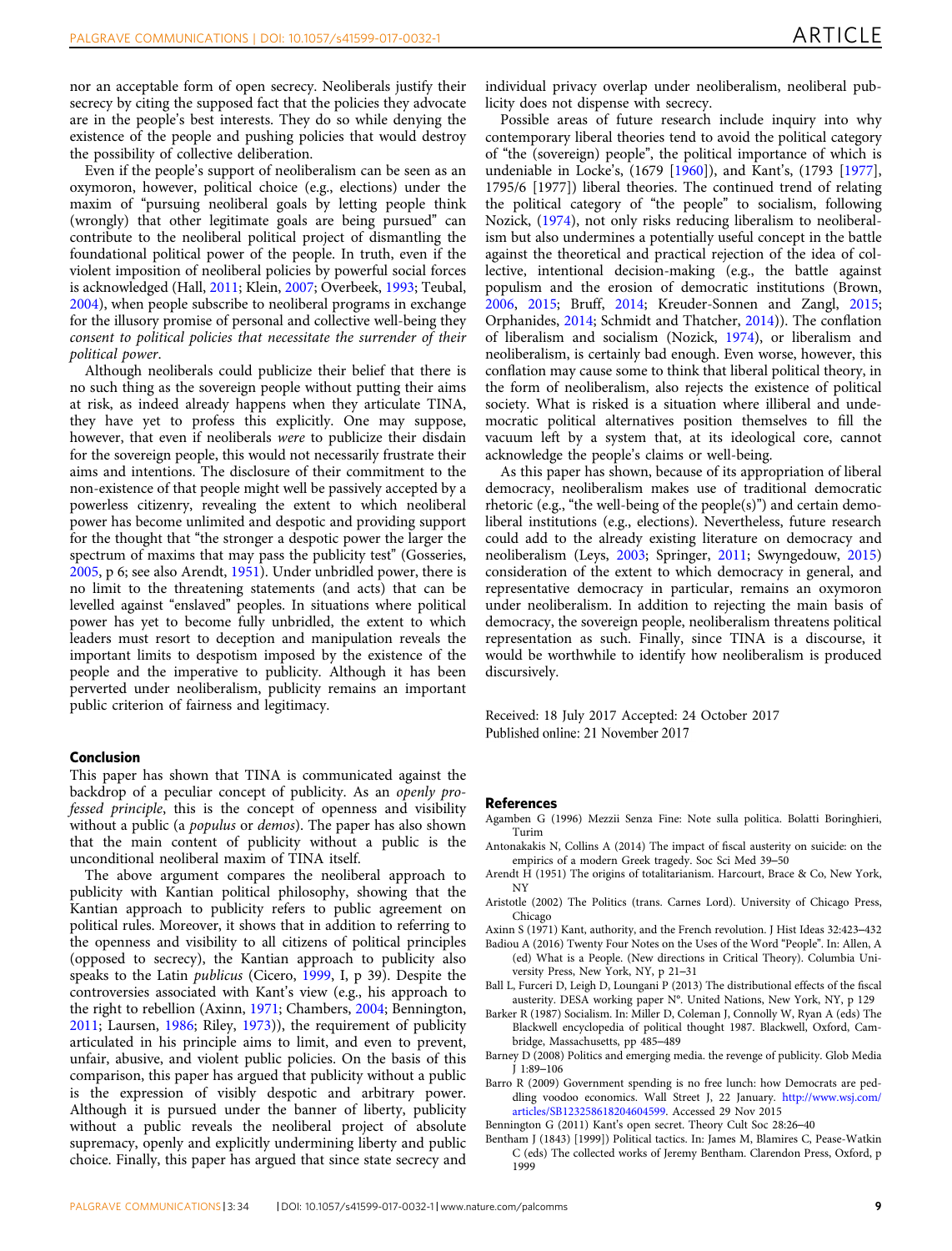nor an acceptable form of open secrecy. Neoliberals justify their secrecy by citing the supposed fact that the policies they advocate are in the people's best interests. They do so while denying the existence of the people and pushing policies that would destroy the possibility of collective deliberation.

Even if the people's support of neoliberalism can be seen as an oxymoron, however, political choice (e.g., elections) under the maxim of "pursuing neoliberal goals by letting people think (wrongly) that other legitimate goals are being pursued" can contribute to the neoliberal political project of dismantling the foundational political power of the people. In truth, even if the violent imposition of neoliberal policies by powerful social forces is acknowledged (Hall, 2011; Klein, 2007; Overbeek, 1993; Teubal, 2004), when people subscribe to neoliberal programs in exchange for the illusory promise of personal and collective well-being they *consent to political policies that necessitate the surrender of their political power*.

Although neoliberals could publicize their belief that there is no such thing as the sovereign people without putting their aims at risk, as indeed already happens when they articulate TINA, they have yet to profess this explicitly. One may suppose, however, that even if neoliberals *were* to publicize their disdain for the sovereign people, this would not necessarily frustrate their aims and intentions. The disclosure of their commitment to the non-existence of that people might well be passively accepted by a powerless citizenry, revealing the extent to which neoliberal power has become unlimited and despotic and providing support for the thought that "the stronger a despotic power the larger the spectrum of maxims that may pass the publicity test" (Gosseries, 2005, p 6; see also Arendt, 1951). Under unbridled power, there is no limit to the threatening statements (and acts) that can be levelled against "enslaved" peoples. In situations where political power has yet to become fully unbridled, the extent to which leaders must resort to deception and manipulation reveals the important limits to despotism imposed by the existence of the people and the imperative to publicity. Although it has been perverted under neoliberalism, publicity remains an important public criterion of fairness and legitimacy.

## Conclusion

This paper has shown that TINA is communicated against the backdrop of a peculiar concept of publicity. As an *openly professed principle*, this is the concept of openness and visibility without a public (a *populus* or *demos*). The paper has also shown that the main content of publicity without a public is the unconditional neoliberal maxim of TINA itself.

The above argument compares the neoliberal approach to publicity with Kantian political philosophy, showing that the Kantian approach to publicity refers to public agreement on political rules. Moreover, it shows that in addition to referring to the openness and visibility to all citizens of political principles (opposed to secrecy), the Kantian approach to publicity also speaks to the Latin *publicus* (Cicero, 1999, I, p 39). Despite the controversies associated with Kant's view (e.g., his approach to the right to rebellion (Axinn, 1971; Chambers, 2004; Bennington, 2011; Laursen, 1986; Riley, 1973)), the requirement of publicity articulated in his principle aims to limit, and even to prevent, unfair, abusive, and violent public policies. On the basis of this comparison, this paper has argued that publicity without a public is the expression of visibly despotic and arbitrary power. Although it is pursued under the banner of liberty, publicity without a public reveals the neoliberal project of absolute supremacy, openly and explicitly undermining liberty and public choice. Finally, this paper has argued that since state secrecy and individual privacy overlap under neoliberalism, neoliberal publicity does not dispense with secrecy.

Possible areas of future research include inquiry into why contemporary liberal theories tend to avoid the political category of "the (sovereign) people", the political importance of which is undeniable in Locke's, (1679 [1960]), and Kant's, (1793 [1977], 1795/6 [1977]) liberal theories. The continued trend of relating the political category of "the people" to socialism, following Nozick, (1974), not only risks reducing liberalism to neoliberalism but also undermines a potentially useful concept in the battle against the theoretical and practical rejection of the idea of collective, intentional decision-making (e.g., the battle against populism and the erosion of democratic institutions (Brown, 2006, 2015; Bruff, 2014; Kreuder-Sonnen and Zangl, 2015; Orphanides, 2014; Schmidt and Thatcher, 2014)). The conflation of liberalism and socialism (Nozick, 1974), or liberalism and neoliberalism, is certainly bad enough. Even worse, however, this conflation may cause some to think that liberal political theory, in the form of neoliberalism, also rejects the existence of political society. What is risked is a situation where illiberal and undemocratic political alternatives position themselves to fill the vacuum left by a system that, at its ideological core, cannot acknowledge the people's claims or well-being.

As this paper has shown, because of its appropriation of liberal democracy, neoliberalism makes use of traditional democratic rhetoric (e.g., "the well-being of the people(s)") and certain demo-liberal institutions (e.g., elections). Nevertheless, future research could add to the already existing literature on democracy and neoliberalism (Leys, 2003; Springer, 2011; Swyngedouw, 2015) consideration of the extent to which democracy in general, and representative democracy in particular, remains an oxymoron under neoliberalism. In addition to rejecting the main basis of democracy, the sovereign people, neoliberalism threatens political representation as such. Finally, since TINA is a discourse, it would be worthwhile to identify how neoliberalism is produced discursively.

Received: 18 July 2017 Accepted: 24 October 2017
Published online: 21 November 2017

## References

Agamben G (1996) Mezzii Senza Fine: Note sulla politica. Bolatti Boringhieri, Turim

Antonakakis N, Collins A (2014) The impact of fiscal austerity on suicide: on the empirics of a modern Greek tragedy. Soc Sci Med 39–50

Arendt H (1951) The origins of totalitarianism. Harcourt, Brace & Co, New York, NY

Aristotle (2002) The Politics (trans. Carnes Lord). University of Chicago Press, Chicago

Axinn S (1971) Kant, authority, and the French revolution. J Hist Ideas 32:423–432

Badiou A (2016) Twenty Four Notes on the Uses of the Word "People". In: Allen, A (ed) What is a People. (New directions in Critical Theory). Columbia University Press, New York, NY, p 21–31

Ball L, Furceri D, Leigh D, Loungani P (2013) The distributional effects of the fiscal austerity. DESA working paper N°. United Nations, New York, NY, p 129

Barker R (1987) Socialism. In: Miller D, Coleman J, Connolly W, Ryan A (eds) The Blackwell encyclopedia of political thought 1987. Blackwell, Oxford, Cambridge, Massachusetts, pp 485–489

Barney D (2008) Politics and emerging media. the revenge of publicity. Glob Media J 1:89–106

Barro R (2009) Government spending is no free lunch: how Democrats are peddling voodoo economics. Wall Street J, 22 January. http://www.wsj.com/articles/SB123258618204604599. Accessed 29 Nov 2015

Bennington G (2011) Kant's open secret. Theory Cult Soc 28:26–40

Bentham J (1843) [1999]) Political tactics. In: James M, Blamires C, Pease-Watkin C (eds) The collected works of Jeremy Bentham. Clarendon Press, Oxford, p 1999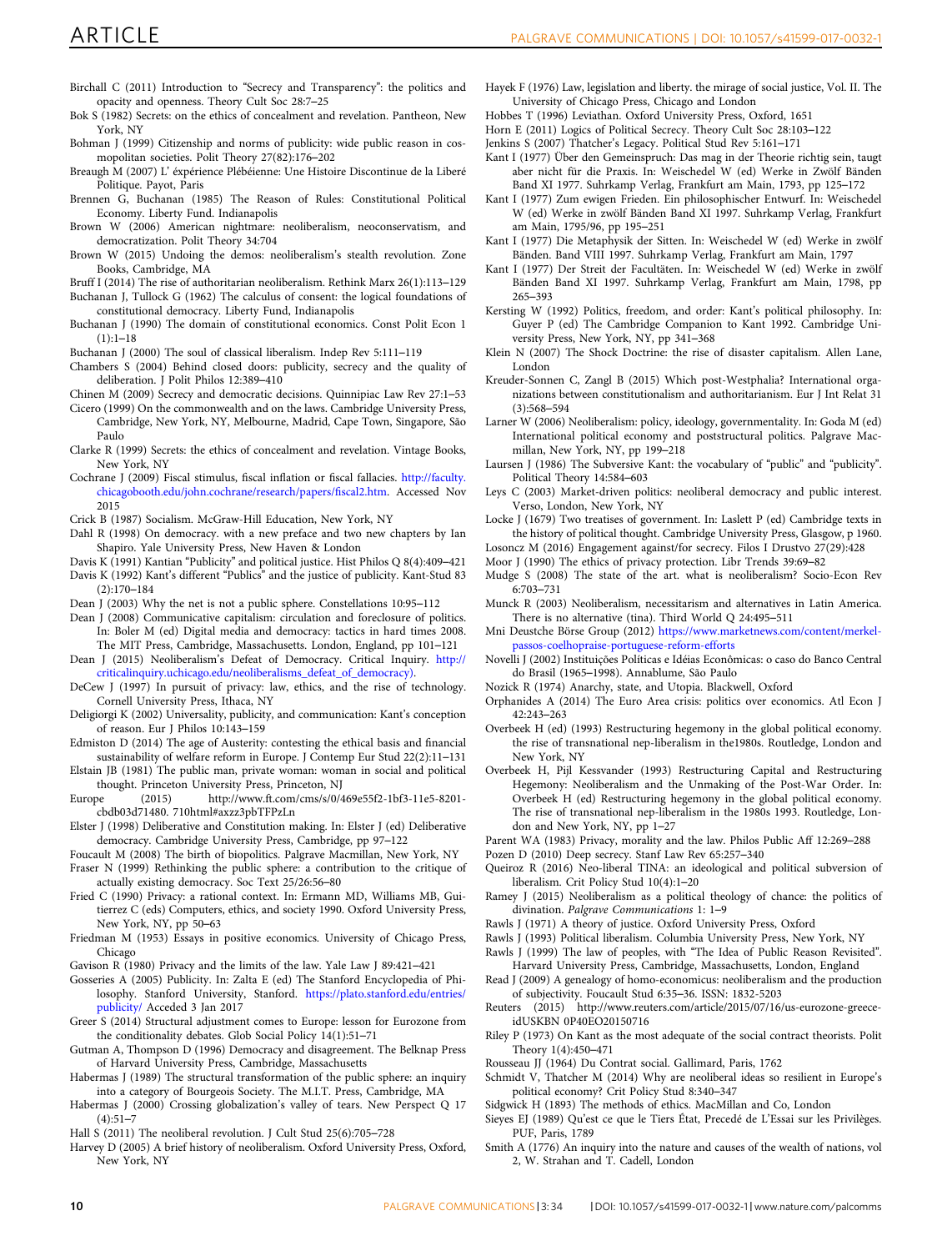Birchall C (2011) Introduction to "Secrecy and Transparency": the politics and opacity and openness. Theory Cult Soc 28:7–25

Bok S (1982) Secrets: on the ethics of concealment and revelation. Pantheon, New York, NY

Bohman J (1999) Citizenship and norms of publicity: wide public reason in cosmopolitan societies. Polit Theory 27(82):176–202

Breaugh M (2007) L' éxpérience Plébéienne: Une Histoire Discontinue de la Liberé Politique. Payot, Paris

Brennen G, Buchanan (1985) The Reason of Rules: Constitutional Political Economy. Liberty Fund. Indianapolis

Brown W (2006) American nightmare: neoliberalism, neoconservatism, and democratization. Polit Theory 34:704

Brown W (2015) Undoing the demos: neoliberalism's stealth revolution. Zone Books, Cambridge, MA

Bruff I (2014) The rise of authoritarian neoliberalism. Rethink Marx 26(1):113–129

Buchanan J, Tullock G (1962) The calculus of consent: the logical foundations of constitutional democracy. Liberty Fund, Indianapolis

Buchanan J (1990) The domain of constitutional economics. Const Polit Econ 1 (1):1–18

Buchanan J (2000) The soul of classical liberalism. Indep Rev 5:111–119

Chambers S (2004) Behind closed doors: publicity, secrecy and the quality of deliberation. J Polit Philos 12:389–410

Chinen M (2009) Secrecy and democratic decisions. Quinnipiac Law Rev 27:1–53

Cicero (1999) On the commonwealth and on the laws. Cambridge University Press, Cambridge, New York, NY, Melbourne, Madrid, Cape Town, Singapore, São Paulo

Clarke R (1999) Secrets: the ethics of concealment and revelation. Vintage Books, New York, NY

Cochrane J (2009) Fiscal stimulus, fiscal inflation or fiscal fallacies. http://faculty.chicagobooth.edu/john.cochrane/research/papers/fiscal2.htm. Accessed Nov 2015

Crick B (1987) Socialism. McGraw-Hill Education, New York, NY

Dahl R (1998) On democracy. with a new preface and two new chapters by Ian Shapiro. Yale University Press, New Haven & London

Davis K (1991) Kantian "Publicity" and political justice. Hist Philos Q 8(4):409–421

Davis K (1992) Kant's different "Publics" and the justice of publicity. Kant-Stud 83 (2):170–184

Dean J (2003) Why the net is not a public sphere. Constellations 10:95–112

Dean J (2008) Communicative capitalism: circulation and foreclosure of politics. In: Boler M (ed) Digital media and democracy: tactics in hard times 2008. The MIT Press, Cambridge, Massachusetts. London, England, pp 101–121

Dean J (2015) Neoliberalism's Defeat of Democracy. Critical Inquiry. http://criticalinquiry.uchicago.edu/neoliberalisms_defeat_of_democracy).

DeCew J (1997) In pursuit of privacy: law, ethics, and the rise of technology. Cornell University Press, Ithaca, NY

Deligiorgi K (2002) Universality, publicity, and communication: Kant's conception of reason. Eur J Philos 10:143–159

Edmiston D (2014) The age of Austerity: contesting the ethical basis and financial sustainability of welfare reform in Europe. J Contemp Eur Stud 22(2):11–131

Elstain JB (1981) The public man, private woman: woman in social and political thought. Princeton University Press, Princeton, NJ

Europe (2015) http://www.ft.com/cms/s/0/469e55f2-1bf3-11e5-8201-cbdb03d71480. 710html#axzz3pbTFPzLn

Elster J (1998) Deliberative and Constitution making. In: Elster J (ed) Deliberative democracy. Cambridge University Press, Cambridge, pp 97–122

Foucault M (2008) The birth of biopolitics. Palgrave Macmillan, New York, NY

Fraser N (1999) Rethinking the public sphere: a contribution to the critique of actually existing democracy. Soc Text 25/26:56–80

Fried C (1990) Privacy: a rational context. In: Ermann MD, Williams MB, Guitierrez C (eds) Computers, ethics, and society 1990. Oxford University Press, New York, NY, pp 50–63

Friedman M (1953) Essays in positive economics. University of Chicago Press, Chicago

Gavison R (1980) Privacy and the limits of the law. Yale Law J 89:421–421

Gosseries A (2005) Publicity. In: Zalta E (ed) The Stanford Encyclopedia of Philosophy. Stanford University, Stanford. https://plato.stanford.edu/entries/publicity/ Acceded 3 Jan 2017

Greer S (2014) Structural adjustment comes to Europe: lesson for Eurozone from the conditionality debates. Glob Social Policy 14(1):51–71

Gutman A, Thompson D (1996) Democracy and disagreement. The Belknap Press of Harvard University Press, Cambridge, Massachusetts

Habermas J (1989) The structural transformation of the public sphere: an inquiry into a category of Bourgeois Society. The M.I.T. Press, Cambridge, MA

Habermas J (2000) Crossing globalization's valley of tears. New Perspect Q 17 (4):51–7

Hall S (2011) The neoliberal revolution. J Cult Stud 25(6):705–728

Harvey D (2005) A brief history of neoliberalism. Oxford University Press, Oxford, New York, NY

Hayek F (1976) Law, legislation and liberty. the mirage of social justice, Vol. II. The University of Chicago Press, Chicago and London

Hobbes T (1996) Leviathan. Oxford University Press, Oxford, 1651

Horn E (2011) Logics of Political Secrecy. Theory Cult Soc 28:103–122

Jenkins S (2007) Thatcher's Legacy. Political Stud Rev 5:161–171

Kant I (1977) Über den Gemeinspruch: Das mag in der Theorie richtig sein, taugt aber nicht für die Praxis. In: Weischedel W (ed) Werke in Zwölf Bänden Band XI 1977. Suhrkamp Verlag, Frankfurt am Main, 1793, pp 125–172

Kant I (1977) Zum ewigen Frieden. Ein philosophischer Entwurf. In: Weischedel W (ed) Werke in zwölf Bänden Band XI 1997. Suhrkamp Verlag, Frankfurt am Main, 1795/96, pp 195–251

Kant I (1977) Die Metaphysik der Sitten. In: Weischedel W (ed) Werke in zwölf Bänden. Band VIII 1997. Suhrkamp Verlag, Frankfurt am Main, 1797

Kant I (1977) Der Streit der Facultäten. In: Weischedel W (ed) Werke in zwölf Bänden Band XI 1997. Suhrkamp Verlag, Frankfurt am Main, 1798, pp 265–393

Kersting W (1992) Politics, freedom, and order: Kant's political philosophy. In: Guyer P (ed) The Cambridge Companion to Kant 1992. Cambridge University Press, New York, NY, pp 341–368

Klein N (2007) The Shock Doctrine: the rise of disaster capitalism. Allen Lane, London

Kreuder-Sonnen C, Zangl B (2015) Which post-Westphalia? International organizations between constitutionalism and authoritarianism. Eur J Int Relat 31 (3):568–594

Larner W (2006) Neoliberalism: policy, ideology, governmentality. In: Goda M (ed) International political economy and poststructural politics. Palgrave Macmillan, New York, NY, pp 199–218

Laursen J (1986) The Subversive Kant: the vocabulary of "public" and "publicity". Political Theory 14:584–603

Leys C (2003) Market-driven politics: neoliberal democracy and public interest. Verso, London, New York, NY

Locke J (1679) Two treatises of government. In: Laslett P (ed) Cambridge texts in the history of political thought. Cambridge University Press, Glasgow, p 1960.

Losoncz M (2016) Engagement against/for secrecy. Filos I Drustvo 27(29):428

Moor J (1990) The ethics of privacy protection. Libr Trends 39:69–82

Mudge S (2008) The state of the art. what is neoliberalism? Socio-Econ Rev 6:703–731

Munck R (2003) Neoliberalism, necessitarism and alternatives in Latin America. There is no alternative (tina). Third World Q 24:495–511

Mni Deustche Börse Group (2012) https://www.marketnews.com/content/merkel-passos-coelhopraise-portuguese-reform-efforts

Novelli J (2002) Instituições Políticas e Idéias Econômicas: o caso do Banco Central do Brasil (1965–1998). Annablume, São Paulo

Nozick R (1974) Anarchy, state, and Utopia. Blackwell, Oxford

Orphanides A (2014) The Euro Area crisis: politics over economics. Atl Econ J 42:243–263

Overbeek H (ed) (1993) Restructuring hegemony in the global political economy. the rise of transnational nep-liberalism in the1980s. Routledge, London and New York, NY

Overbeek H, Pijl Kessvander (1993) Restructuring Capital and Restructuring Hegemony: Neoliberalism and the Unmaking of the Post-War Order. In: Overbeek H (ed) Restructuring hegemony in the global political economy. The rise of transnational nep-liberalism in the 1980s 1993. Routledge, London and New York, NY, pp 1–27

Parent WA (1983) Privacy, morality and the law. Philos Public Aff 12:269–288

Pozen D (2010) Deep secrecy. Stanf Law Rev 65:257–340

Queiroz R (2016) Neo-liberal TINA: an ideological and political subversion of liberalism. Crit Policy Stud 10(4):1–20

Ramey J (2015) Neoliberalism as a political theology of chance: the politics of divination. *Palgrave Communications* 1: 1–9

Rawls J (1971) A theory of justice. Oxford University Press, Oxford

Rawls J (1993) Political liberalism. Columbia University Press, New York, NY

Rawls J (1999) The law of peoples, with "The Idea of Public Reason Revisited". Harvard University Press, Cambridge, Massachusetts, London, England

Read J (2009) A genealogy of homo-economicus: neoliberalism and the production of subjectivity. Foucault Stud 6:35–36. ISSN: 1832-5203

Reuters (2015) http://www.reuters.com/article/2015/07/16/us-eurozone-greece-idUSKBN 0P40EO20150716

Riley P (1973) On Kant as the most adequate of the social contract theorists. Polit Theory 1(4):450–471

Rousseau JJ (1964) Du Contrat social. Gallimard, Paris, 1762

Schmidt V, Thatcher M (2014) Why are neoliberal ideas so resilient in Europe's political economy? Crit Policy Stud 8:340–347

Sidgwick H (1893) The methods of ethics. MacMillan and Co, London

Sieyes EJ (1989) Qu'est ce que le Tiers État, Precedé de L'Essai sur les Privilèges. PUF, Paris, 1789

Smith A (1776) An inquiry into the nature and causes of the wealth of nations, vol 2, W. Strahan and T. Cadell, London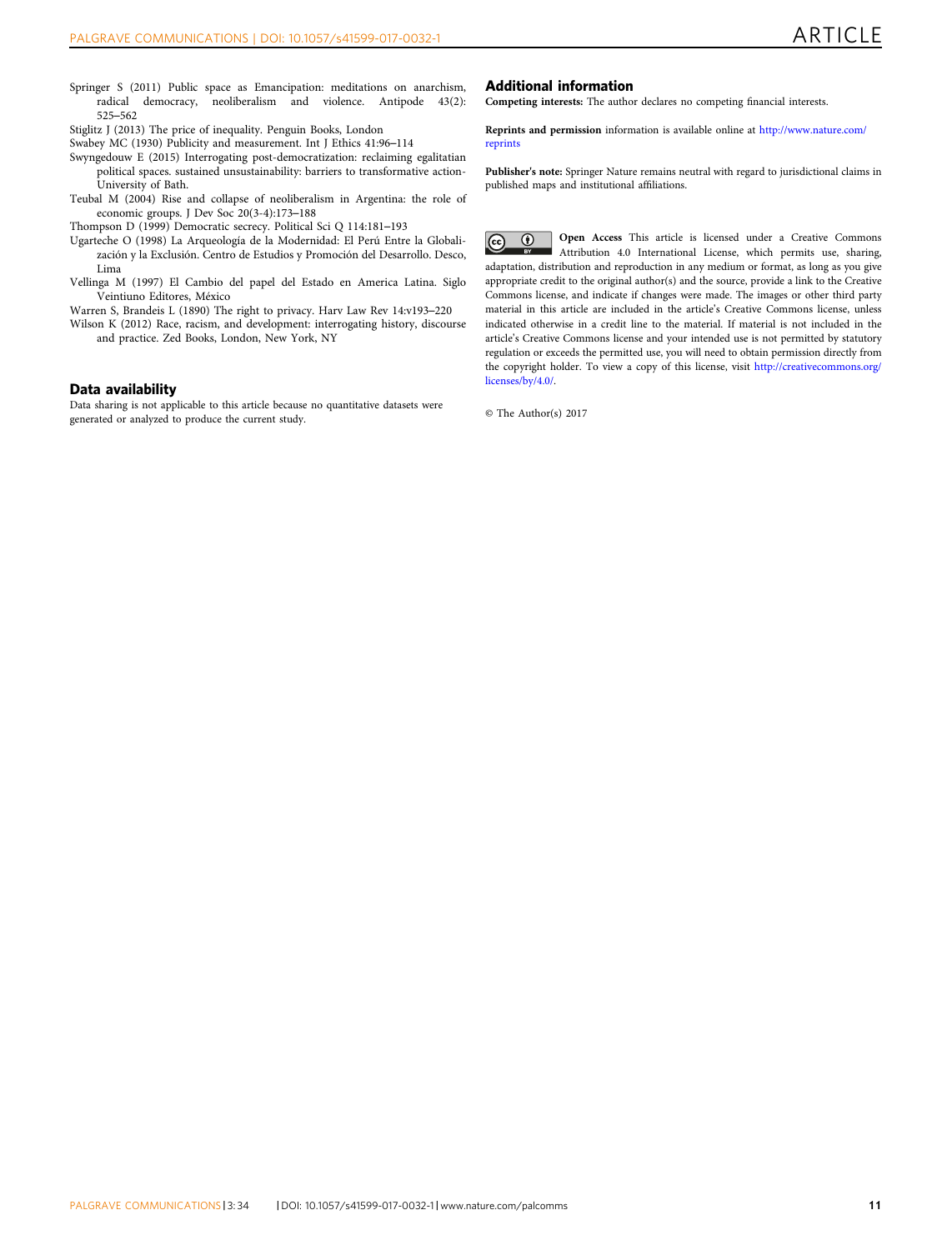Springer S (2011) Public space as Emancipation: meditations on anarchism, radical democracy, neoliberalism and violence. Antipode 43(2): 525–562

Stiglitz J (2013) The price of inequality. Penguin Books, London

Swabey MC (1930) Publicity and measurement. Int J Ethics 41:96–114

Swyngedouw E (2015) Interrogating post-democratization: reclaiming egalitarian political spaces. sustained unsustainability: barriers to transformative action-University of Bath.

Teubal M (2004) Rise and collapse of neoliberalism in Argentina: the role of economic groups. J Dev Soc 20(3-4):173–188

Thompson D (1999) Democratic secrecy. Political Sci Q 114:181–193

Ugarteche O (1998) La Arqueología de la Modernidad: El Perú Entre la Globalización y la Exclusión. Centro de Estudios y Promoción del Desarrollo. Desco, Lima

Vellinga M (1997) El Cambio del papel del Estado en America Latina. Siglo Veintiuno Editores, México

Warren S, Brandeis L (1890) The right to privacy. Harv Law Rev 14:v193–220

Wilson K (2012) Race, racism, and development: interrogating history, discourse and practice. Zed Books, London, New York, NY

## Data availability

Data sharing is not applicable to this article because no quantitative datasets were generated or analyzed to produce the current study.

## Additional information

**Competing interests:** The author declares no competing financial interests.

**Reprints and permission** information is available online at http://www.nature.com/reprints

**Publisher's note:** Springer Nature remains neutral with regard to jurisdictional claims in published maps and institutional affiliations.

**Open Access** This article is licensed under a Creative Commons Attribution 4.0 International License, which permits use, sharing, adaptation, distribution and reproduction in any medium or format, as long as you give appropriate credit to the original author(s) and the source, provide a link to the Creative Commons license, and indicate if changes were made. The images or other third party material in this article are included in the article's Creative Commons license, unless indicated otherwise in a credit line to the material. If material is not included in the article's Creative Commons license and your intended use is not permitted by statutory regulation or exceeds the permitted use, you will need to obtain permission directly from the copyright holder. To view a copy of this license, visit http://creativecommons.org/licenses/by/4.0/.

© The Author(s) 2017